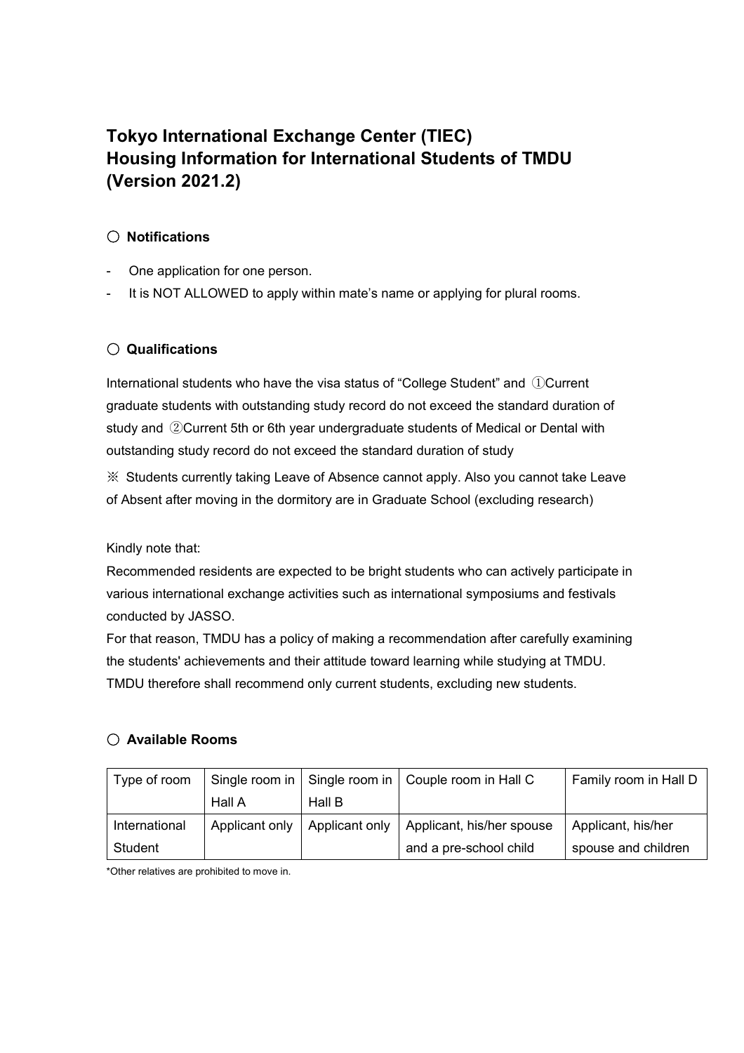# Tokyo International Exchange Center (TIEC)
# Housing Information for International Students of TMDU
# (Version 2021.2)

## ○ Notifications

- One application for one person.
- It is NOT ALLOWED to apply within mate's name or applying for plural rooms.

## ○ Qualifications

International students who have the visa status of "College Student" and ①Current graduate students with outstanding study record do not exceed the standard duration of study and ②Current 5th or 6th year undergraduate students of Medical or Dental with outstanding study record do not exceed the standard duration of study

※ Students currently taking Leave of Absence cannot apply. Also you cannot take Leave of Absent after moving in the dormitory are in Graduate School (excluding research)

Kindly note that:

Recommended residents are expected to be bright students who can actively participate in various international exchange activities such as international symposiums and festivals conducted by JASSO.

For that reason, TMDU has a policy of making a recommendation after carefully examining the students' achievements and their attitude toward learning while studying at TMDU. TMDU therefore shall recommend only current students, excluding new students.

## ○ Available Rooms

| Type of room | Single room in Hall A | Single room in Hall B | Couple room in Hall C | Family room in Hall D |
|---|---|---|---|---|
| International Student | Applicant only | Applicant only | Applicant, his/her spouse and a pre-school child | Applicant, his/her spouse and children |

*Other relatives are prohibited to move in.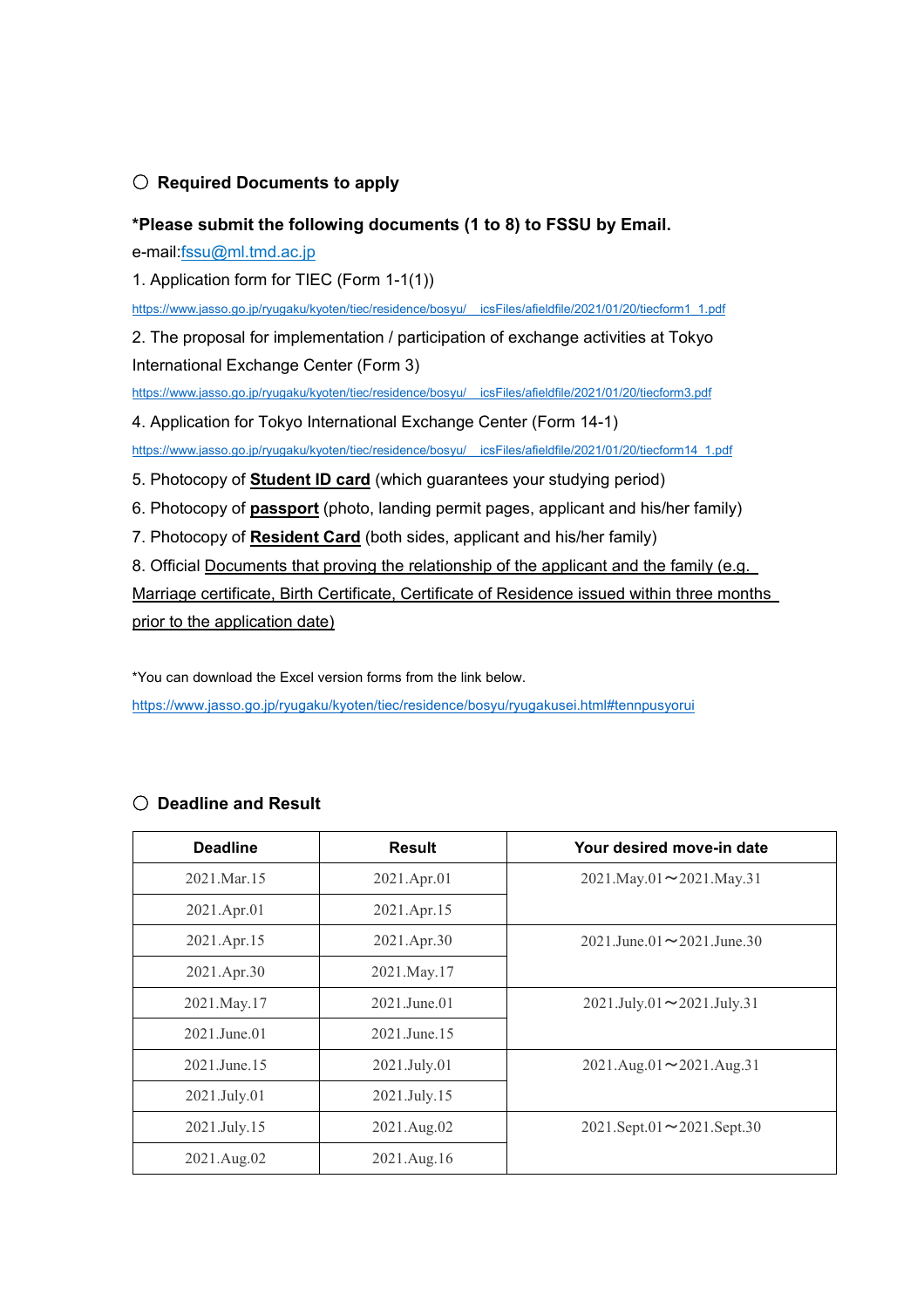## ○ Required Documents to apply

**\*Please submit the following documents (1 to 8) to FSSU by Email.**

e-mail:fssu@ml.tmd.ac.jp

1. Application form for TIEC (Form 1-1(1))

https://www.jasso.go.jp/ryugaku/kyoten/tiec/residence/bosyu/__icsFiles/afieldfile/2021/01/20/tiecform1_1.pdf

2. The proposal for implementation / participation of exchange activities at Tokyo International Exchange Center (Form 3)

https://www.jasso.go.jp/ryugaku/kyoten/tiec/residence/bosyu/__icsFiles/afieldfile/2021/01/20/tiecform3.pdf

4. Application for Tokyo International Exchange Center (Form 14-1)

https://www.jasso.go.jp/ryugaku/kyoten/tiec/residence/bosyu/__icsFiles/afieldfile/2021/01/20/tiecform14_1.pdf

5. Photocopy of **Student ID card** (which guarantees your studying period)

6. Photocopy of **passport** (photo, landing permit pages, applicant and his/her family)

7. Photocopy of **Resident Card** (both sides, applicant and his/her family)

8. Official Documents that proving the relationship of the applicant and the family (e.g. Marriage certificate, Birth Certificate, Certificate of Residence issued within three months prior to the application date)

*You can download the Excel version forms from the link below.

https://www.jasso.go.jp/ryugaku/kyoten/tiec/residence/bosyu/ryugakusei.html#tennpusyorui

## ○ Deadline and Result

| Deadline | Result | Your desired move-in date |
|---|---|---|
| 2021.Mar.15 | 2021.Apr.01 | 2021.May.01～2021.May.31 |
| 2021.Apr.01 | 2021.Apr.15 | |
| 2021.Apr.15 | 2021.Apr.30 | 2021.June.01～2021.June.30 |
| 2021.Apr.30 | 2021.May.17 | |
| 2021.May.17 | 2021.June.01 | 2021.July.01～2021.July.31 |
| 2021.June.01 | 2021.June.15 | |
| 2021.June.15 | 2021.July.01 | 2021.Aug.01～2021.Aug.31 |
| 2021.July.01 | 2021.July.15 | |
| 2021.July.15 | 2021.Aug.02 | 2021.Sept.01～2021.Sept.30 |
| 2021.Aug.02 | 2021.Aug.16 | |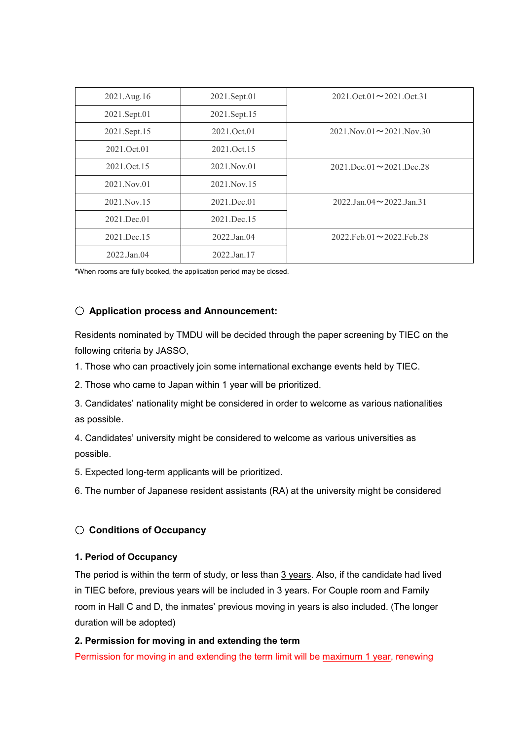| | | |
|---|---|---|
| 2021.Aug.16 | 2021.Sept.01 | 2021.Oct.01～2021.Oct.31 |
| 2021.Sept.01 | 2021.Sept.15 | |
| 2021.Sept.15 | 2021.Oct.01 | 2021.Nov.01～2021.Nov.30 |
| 2021.Oct.01 | 2021.Oct.15 | |
| 2021.Oct.15 | 2021.Nov.01 | 2021.Dec.01～2021.Dec.28 |
| 2021.Nov.01 | 2021.Nov.15 | |
| 2021.Nov.15 | 2021.Dec.01 | 2022.Jan.04～2022.Jan.31 |
| 2021.Dec.01 | 2021.Dec.15 | |
| 2021.Dec.15 | 2022.Jan.04 | 2022.Feb.01～2022.Feb.28 |
| 2022.Jan.04 | 2022.Jan.17 | |

*When rooms are fully booked, the application period may be closed.

## ○ Application process and Announcement:

Residents nominated by TMDU will be decided through the paper screening by TIEC on the following criteria by JASSO,

1. Those who can proactively join some international exchange events held by TIEC.
2. Those who came to Japan within 1 year will be prioritized.
3. Candidates' nationality might be considered in order to welcome as various nationalities as possible.
4. Candidates' university might be considered to welcome as various universities as possible.
5. Expected long-term applicants will be prioritized.
6. The number of Japanese resident assistants (RA) at the university might be considered

## ○ Conditions of Occupancy

### 1. Period of Occupancy

The period is within the term of study, or less than 3 years. Also, if the candidate had lived in TIEC before, previous years will be included in 3 years. For Couple room and Family room in Hall C and D, the inmates' previous moving in years is also included. (The longer duration will be adopted)

### 2. Permission for moving in and extending the term

Permission for moving in and extending the term limit will be maximum 1 year, renewing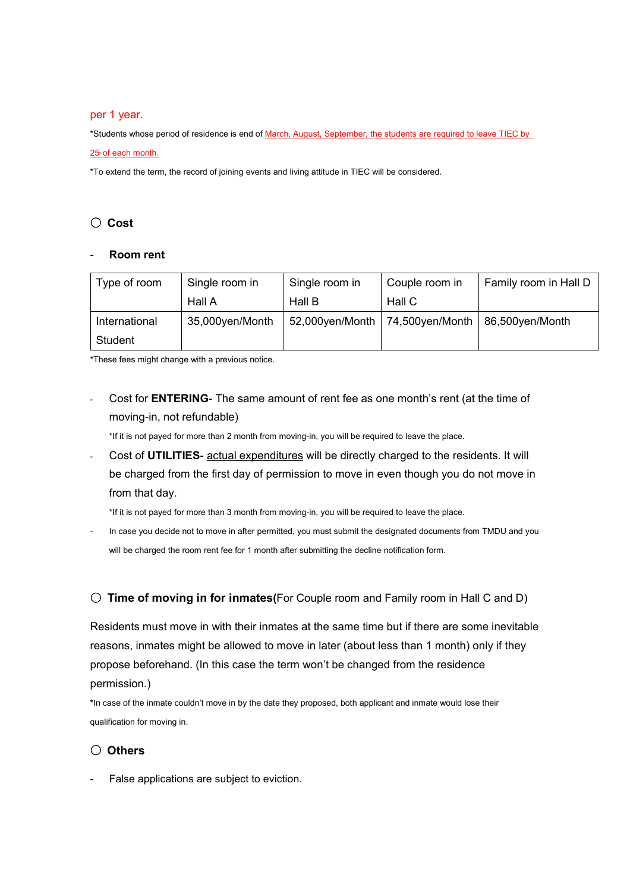per 1 year.

*Students whose period of residence is end of March, August, September, the students are required to leave TIEC by 25th of each month.

*To extend the term, the record of joining events and living attitude in TIEC will be considered.

## ○ Cost

- **Room rent**

| Type of room | Single room in Hall A | Single room in Hall B | Couple room in Hall C | Family room in Hall D |
|---|---|---|---|---|
| International Student | 35,000yen/Month | 52,000yen/Month | 74,500yen/Month | 86,500yen/Month |

*These fees might change with a previous notice.

- Cost for **ENTERING**- The same amount of rent fee as one month's rent (at the time of moving-in, not refundable)

  *If it is not payed for more than 2 month from moving-in, you will be required to leave the place.

- Cost of **UTILITIES**- actual expenditures will be directly charged to the residents. It will be charged from the first day of permission to move in even though you do not move in from that day.

  *If it is not payed for more than 3 month from moving-in, you will be required to leave the place.

- In case you decide not to move in after permitted, you must submit the designated documents from TMDU and you will be charged the room rent fee for 1 month after submitting the decline notification form.

## ○ Time of moving in for inmates(For Couple room and Family room in Hall C and D)

Residents must move in with their inmates at the same time but if there are some inevitable reasons, inmates might be allowed to move in later (about less than 1 month) only if they propose beforehand. (In this case the term won't be changed from the residence permission.)

*In case of the inmate couldn't move in by the date they proposed, both applicant and inmate would lose their qualification for moving in.

## ○ Others

- False applications are subject to eviction.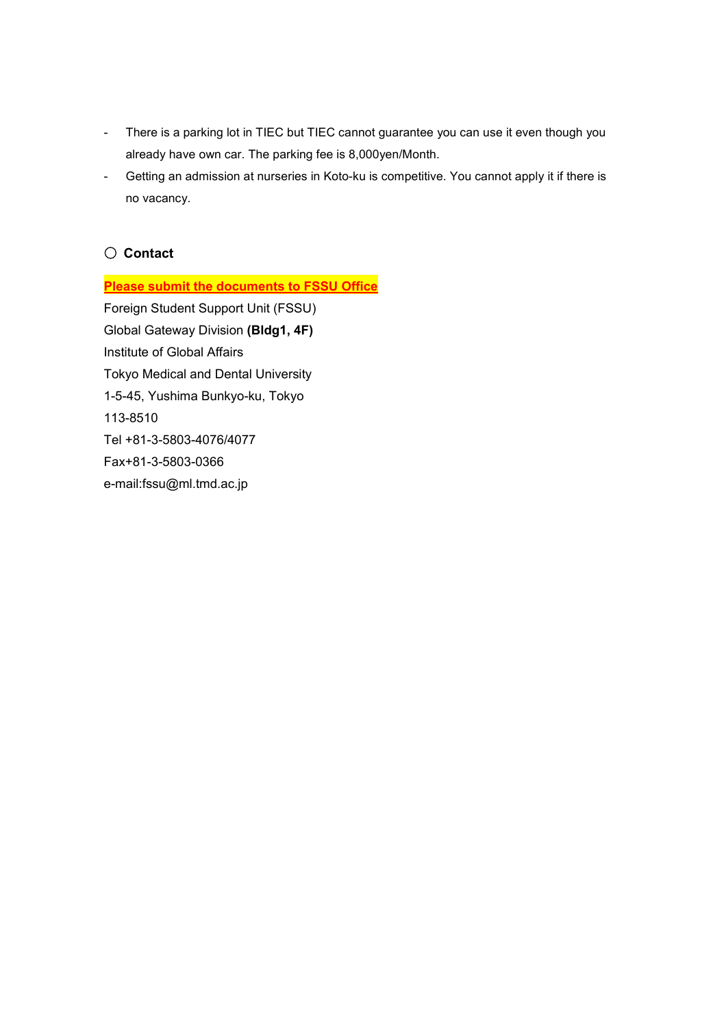- There is a parking lot in TIEC but TIEC cannot guarantee you can use it even though you already have own car. The parking fee is 8,000yen/Month.
- Getting an admission at nurseries in Koto-ku is competitive. You cannot apply it if there is no vacancy.

### ○ Contact

**Please submit the documents to FSSU Office**

Foreign Student Support Unit (FSSU)
Global Gateway Division **(Bldg1, 4F)**
Institute of Global Affairs
Tokyo Medical and Dental University
1-5-45, Yushima Bunkyo-ku, Tokyo
113-8510
Tel +81-3-5803-4076/4077
Fax+81-3-5803-0366
e-mail:fssu@ml.tmd.ac.jp